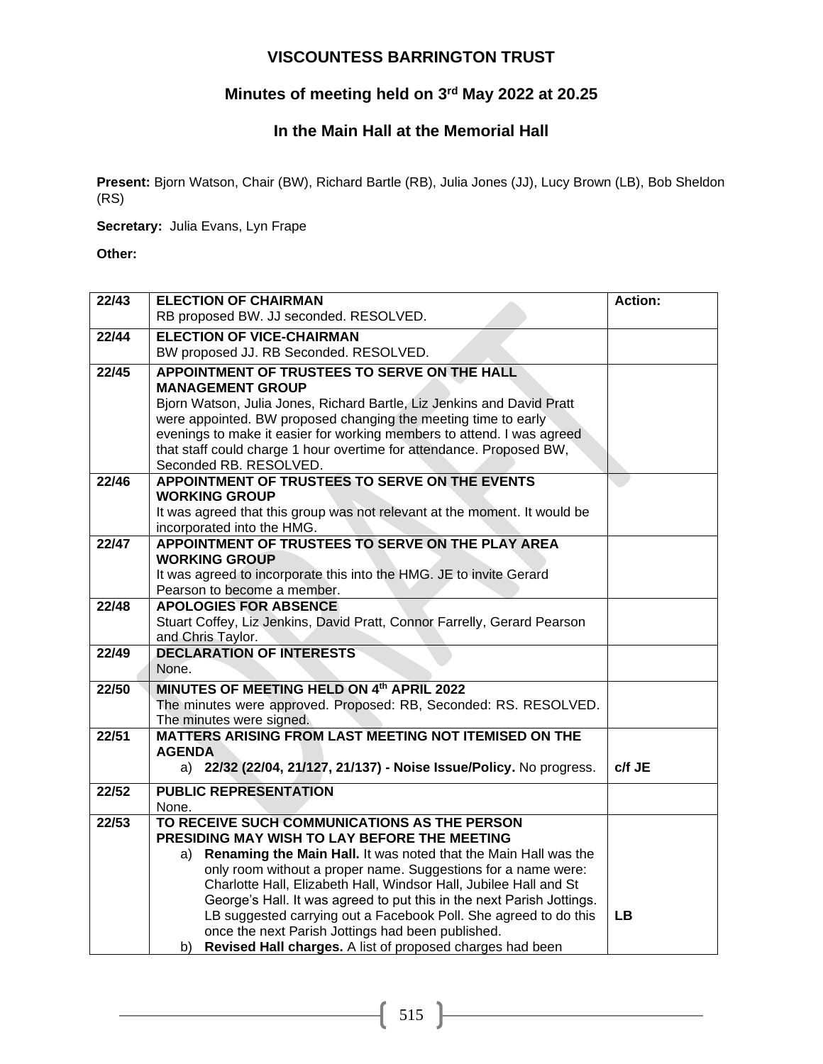# VISCOUNTESS BARRINGTON TRUST

## Minutes of meeting held on 3rd May 2022 at 20.25

## In the Main Hall at the Memorial Hall

**Present:** Bjorn Watson, Chair (BW), Richard Bartle (RB), Julia Jones (JJ), Lucy Brown (LB), Bob Sheldon (RS)

**Secretary:** Julia Evans, Lyn Frape

**Other:**

| | | |
|---|---|---|
| 22/43 | **ELECTION OF CHAIRMAN**<br>RB proposed BW. JJ seconded. RESOLVED. | **Action:** |
| 22/44 | **ELECTION OF VICE-CHAIRMAN**<br>BW proposed JJ. RB Seconded. RESOLVED. | |
| 22/45 | **APPOINTMENT OF TRUSTEES TO SERVE ON THE HALL MANAGEMENT GROUP**<br>Bjorn Watson, Julia Jones, Richard Bartle, Liz Jenkins and David Pratt were appointed. BW proposed changing the meeting time to early evenings to make it easier for working members to attend. I was agreed that staff could charge 1 hour overtime for attendance. Proposed BW, Seconded RB. RESOLVED. | |
| 22/46 | **APPOINTMENT OF TRUSTEES TO SERVE ON THE EVENTS WORKING GROUP**<br>It was agreed that this group was not relevant at the moment. It would be incorporated into the HMG. | |
| 22/47 | **APPOINTMENT OF TRUSTEES TO SERVE ON THE PLAY AREA WORKING GROUP**<br>It was agreed to incorporate this into the HMG. JE to invite Gerard Pearson to become a member. | |
| 22/48 | **APOLOGIES FOR ABSENCE**<br>Stuart Coffey, Liz Jenkins, David Pratt, Connor Farrelly, Gerard Pearson and Chris Taylor. | |
| 22/49 | **DECLARATION OF INTERESTS**<br>None. | |
| 22/50 | **MINUTES OF MEETING HELD ON 4th APRIL 2022**<br>The minutes were approved. Proposed: RB, Seconded: RS. RESOLVED. The minutes were signed. | |
| 22/51 | **MATTERS ARISING FROM LAST MEETING NOT ITEMISED ON THE AGENDA**<br>a) **22/32 (22/04, 21/127, 21/137) - Noise Issue/Policy.** No progress. | **c/f JE** |
| 22/52 | **PUBLIC REPRESENTATION**<br>None. | |
| 22/53 | **TO RECEIVE SUCH COMMUNICATIONS AS THE PERSON PRESIDING MAY WISH TO LAY BEFORE THE MEETING**<br>a) **Renaming the Main Hall.** It was noted that the Main Hall was the only room without a proper name. Suggestions for a name were: Charlotte Hall, Elizabeth Hall, Windsor Hall, Jubilee Hall and St George's Hall. It was agreed to put this in the next Parish Jottings. LB suggested carrying out a Facebook Poll. She agreed to do this once the next Parish Jottings had been published.<br>b) **Revised Hall charges.** A list of proposed charges had been | **LB** |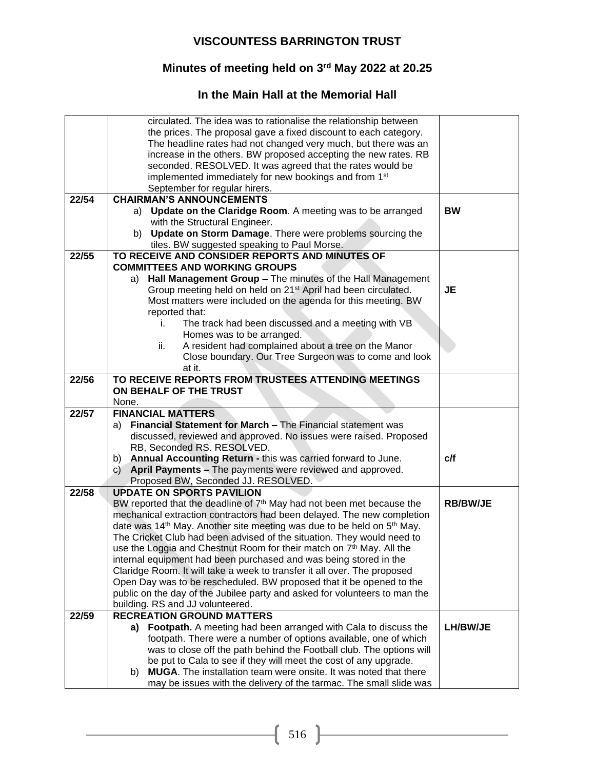# VISCOUNTESS BARRINGTON TRUST

## Minutes of meeting held on 3rd May 2022 at 20.25

## In the Main Hall at the Memorial Hall

| | | |
|---|---|---|
| | circulated. The idea was to rationalise the relationship between the prices. The proposal gave a fixed discount to each category. The headline rates had not changed very much, but there was an increase in the others. BW proposed accepting the new rates. RB seconded. RESOLVED. It was agreed that the rates would be implemented immediately for new bookings and from 1st September for regular hirers. | |
| **22/54** | **CHAIRMAN'S ANNOUNCEMENTS**<br>a) **Update on the Claridge Room**. A meeting was to be arranged with the Structural Engineer.<br>b) **Update on Storm Damage**. There were problems sourcing the tiles. BW suggested speaking to Paul Morse. | **BW** |
| **22/55** | **TO RECEIVE AND CONSIDER REPORTS AND MINUTES OF COMMITTEES AND WORKING GROUPS**<br>a) **Hall Management Group –** The minutes of the Hall Management Group meeting held on held on 21st April had been circulated. Most matters were included on the agenda for this meeting. BW reported that:<br>i. The track had been discussed and a meeting with VB Homes was to be arranged.<br>ii. A resident had complained about a tree on the Manor Close boundary. Our Tree Surgeon was to come and look at it. | **JE** |
| **22/56** | **TO RECEIVE REPORTS FROM TRUSTEES ATTENDING MEETINGS ON BEHALF OF THE TRUST**<br>None. | |
| **22/57** | **FINANCIAL MATTERS**<br>a) **Financial Statement for March –** The Financial statement was discussed, reviewed and approved. No issues were raised. Proposed RB, Seconded RS. RESOLVED.<br>b) **Annual Accounting Return -** this was carried forward to June.<br>c) **April Payments –** The payments were reviewed and approved. Proposed BW, Seconded JJ. RESOLVED. | **c/f** |
| **22/58** | **UPDATE ON SPORTS PAVILION**<br>BW reported that the deadline of 7th May had not been met because the mechanical extraction contractors had been delayed. The new completion date was 14th May. Another site meeting was due to be held on 5th May. The Cricket Club had been advised of the situation. They would need to use the Loggia and Chestnut Room for their match on 7th May. All the internal equipment had been purchased and was being stored in the Claridge Room. It will take a week to transfer it all over. The proposed Open Day was to be rescheduled. BW proposed that it be opened to the public on the day of the Jubilee party and asked for volunteers to man the building. RS and JJ volunteered. | **RB/BW/JE** |
| **22/59** | **RECREATION GROUND MATTERS**<br>**a) Footpath.** A meeting had been arranged with Cala to discuss the footpath. There were a number of options available, one of which was to close off the path behind the Football club. The options will be put to Cala to see if they will meet the cost of any upgrade.<br>b) **MUGA**. The installation team were onsite. It was noted that there may be issues with the delivery of the tarmac. The small slide was | **LH/BW/JE** |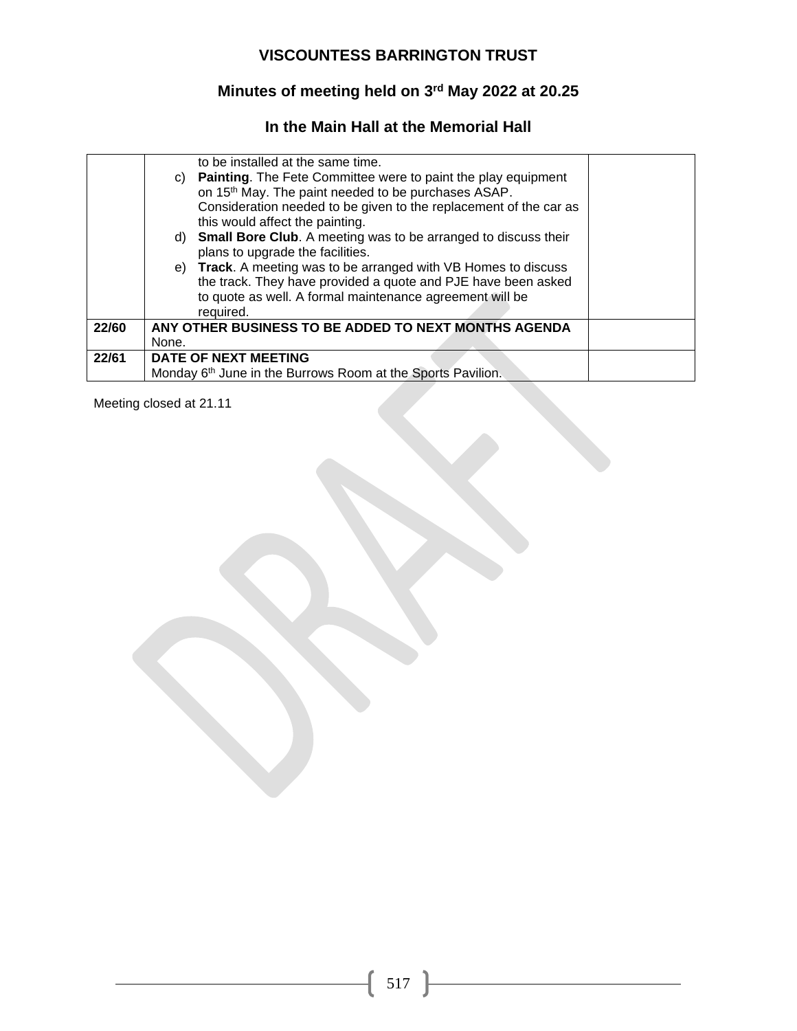# VISCOUNTESS BARRINGTON TRUST

## Minutes of meeting held on 3rd May 2022 at 20.25

## In the Main Hall at the Memorial Hall

| | | |
|---|---|---|
| | to be installed at the same time.<br>c) **Painting**. The Fete Committee were to paint the play equipment on 15th May. The paint needed to be purchases ASAP. Consideration needed to be given to the replacement of the car as this would affect the painting.<br>d) **Small Bore Club**. A meeting was to be arranged to discuss their plans to upgrade the facilities.<br>e) **Track**. A meeting was to be arranged with VB Homes to discuss the track. They have provided a quote and PJE have been asked to quote as well. A formal maintenance agreement will be required. | |
| **22/60** | **ANY OTHER BUSINESS TO BE ADDED TO NEXT MONTHS AGENDA**<br>None. | |
| **22/61** | **DATE OF NEXT MEETING**<br>Monday 6th June in the Burrows Room at the Sports Pavilion. | |

Meeting closed at 21.11